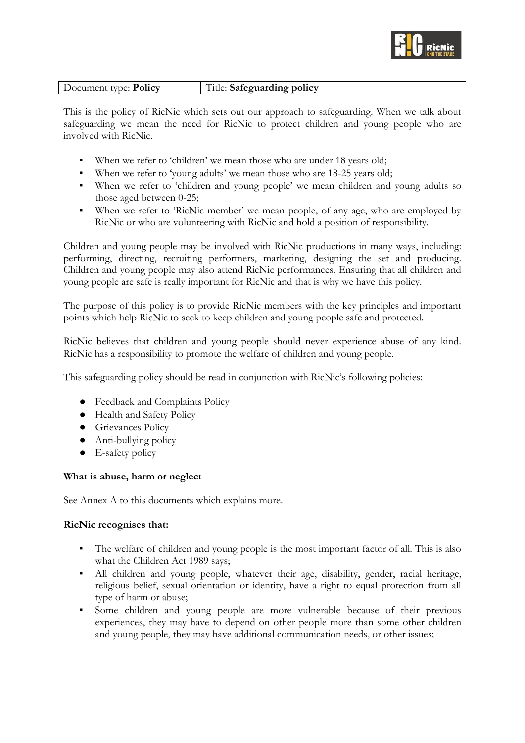| Document type: **Policy** | Title: **Safeguarding policy** |
| --- | --- |

This is the policy of RicNic which sets out our approach to safeguarding. When we talk about safeguarding we mean the need for RicNic to protect children and young people who are involved with RicNic.

- When we refer to 'children' we mean those who are under 18 years old;
- When we refer to 'young adults' we mean those who are 18-25 years old;
- When we refer to 'children and young people' we mean children and young adults so those aged between 0-25;
- When we refer to 'RicNic member' we mean people, of any age, who are employed by RicNic or who are volunteering with RicNic and hold a position of responsibility.

Children and young people may be involved with RicNic productions in many ways, including: performing, directing, recruiting performers, marketing, designing the set and producing. Children and young people may also attend RicNic performances. Ensuring that all children and young people are safe is really important for RicNic and that is why we have this policy.

The purpose of this policy is to provide RicNic members with the key principles and important points which help RicNic to seek to keep children and young people safe and protected.

RicNic believes that children and young people should never experience abuse of any kind. RicNic has a responsibility to promote the welfare of children and young people.

This safeguarding policy should be read in conjunction with RicNic's following policies:

- Feedback and Complaints Policy
- Health and Safety Policy
- Grievances Policy
- Anti-bullying policy
- E-safety policy

**What is abuse, harm or neglect**

See Annex A to this documents which explains more.

**RicNic recognises that:**

- The welfare of children and young people is the most important factor of all. This is also what the Children Act 1989 says;
- All children and young people, whatever their age, disability, gender, racial heritage, religious belief, sexual orientation or identity, have a right to equal protection from all type of harm or abuse;
- Some children and young people are more vulnerable because of their previous experiences, they may have to depend on other people more than some other children and young people, they may have additional communication needs, or other issues;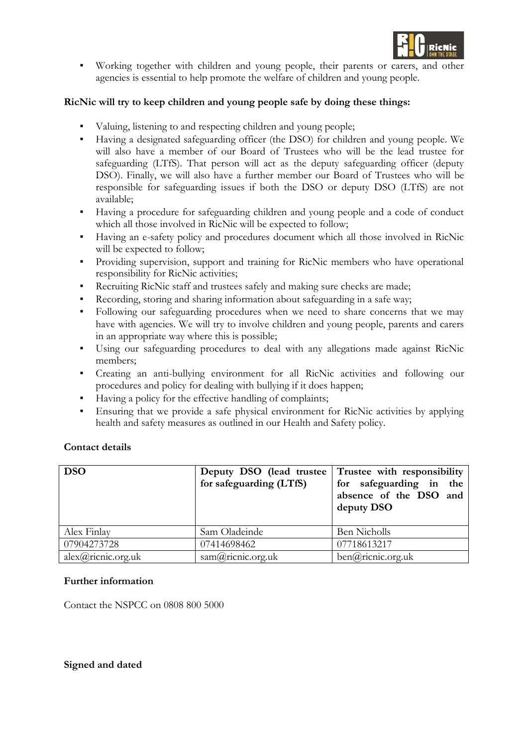- Working together with children and young people, their parents or carers, and other agencies is essential to help promote the welfare of children and young people.

**RicNic will try to keep children and young people safe by doing these things:**

- Valuing, listening to and respecting children and young people;
- Having a designated safeguarding officer (the DSO) for children and young people. We will also have a member of our Board of Trustees who will be the lead trustee for safeguarding (LTfS). That person will act as the deputy safeguarding officer (deputy DSO). Finally, we will also have a further member our Board of Trustees who will be responsible for safeguarding issues if both the DSO or deputy DSO (LTfS) are not available;
- Having a procedure for safeguarding children and young people and a code of conduct which all those involved in RicNic will be expected to follow;
- Having an e-safety policy and procedures document which all those involved in RicNic will be expected to follow;
- Providing supervision, support and training for RicNic members who have operational responsibility for RicNic activities;
- Recruiting RicNic staff and trustees safely and making sure checks are made;
- Recording, storing and sharing information about safeguarding in a safe way;
- Following our safeguarding procedures when we need to share concerns that we may have with agencies. We will try to involve children and young people, parents and carers in an appropriate way where this is possible;
- Using our safeguarding procedures to deal with any allegations made against RicNic members;
- Creating an anti-bullying environment for all RicNic activities and following our procedures and policy for dealing with bullying if it does happen;
- Having a policy for the effective handling of complaints;
- Ensuring that we provide a safe physical environment for RicNic activities by applying health and safety measures as outlined in our Health and Safety policy.

**Contact details**

| **DSO** | **Deputy DSO (lead trustee for safeguarding (LTfS)** | **Trustee with responsibility for safeguarding in the absence of the DSO and deputy DSO** |
|---|---|---|
| Alex Finlay | Sam Oladeinde | Ben Nicholls |
| 07904273728 | 07414698462 | 07718613217 |
| alex@ricnic.org.uk | sam@ricnic.org.uk | ben@ricnic.org.uk |

**Further information**

Contact the NSPCC on 0808 800 5000

**Signed and dated**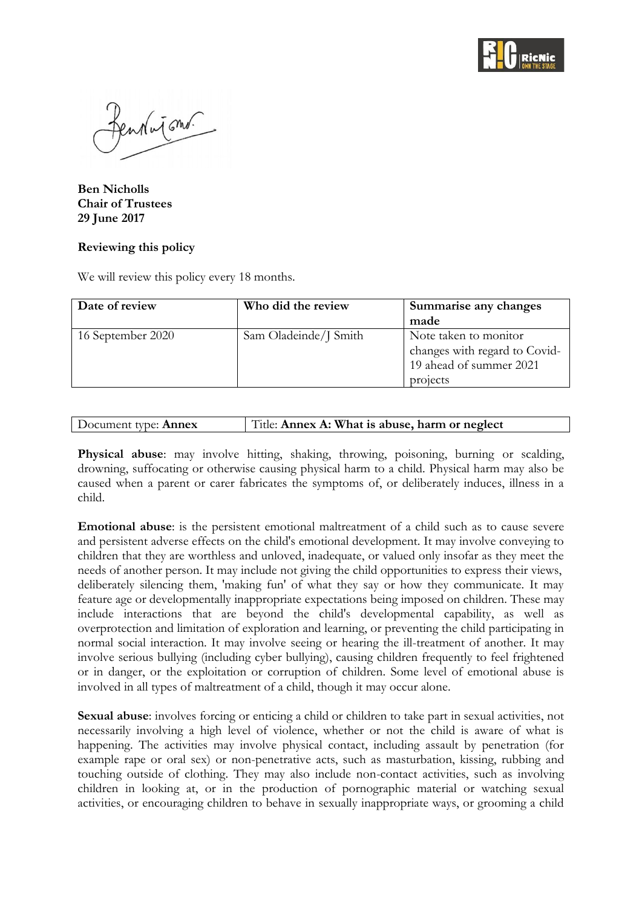**Ben Nicholls**
**Chair of Trustees**
**29 June 2017**

**Reviewing this policy**

We will review this policy every 18 months.

| Date of review | Who did the review | Summarise any changes made |
|---|---|---|
| 16 September 2020 | Sam Oladeinde/J Smith | Note taken to monitor changes with regard to Covid-19 ahead of summer 2021 projects |

| Document type: **Annex** | Title: **Annex A: What is abuse, harm or neglect** |
|---|---|

**Physical abuse**: may involve hitting, shaking, throwing, poisoning, burning or scalding, drowning, suffocating or otherwise causing physical harm to a child. Physical harm may also be caused when a parent or carer fabricates the symptoms of, or deliberately induces, illness in a child.

**Emotional abuse**: is the persistent emotional maltreatment of a child such as to cause severe and persistent adverse effects on the child's emotional development. It may involve conveying to children that they are worthless and unloved, inadequate, or valued only insofar as they meet the needs of another person. It may include not giving the child opportunities to express their views, deliberately silencing them, 'making fun' of what they say or how they communicate. It may feature age or developmentally inappropriate expectations being imposed on children. These may include interactions that are beyond the child's developmental capability, as well as overprotection and limitation of exploration and learning, or preventing the child participating in normal social interaction. It may involve seeing or hearing the ill-treatment of another. It may involve serious bullying (including cyber bullying), causing children frequently to feel frightened or in danger, or the exploitation or corruption of children. Some level of emotional abuse is involved in all types of maltreatment of a child, though it may occur alone.

**Sexual abuse**: involves forcing or enticing a child or children to take part in sexual activities, not necessarily involving a high level of violence, whether or not the child is aware of what is happening. The activities may involve physical contact, including assault by penetration (for example rape or oral sex) or non-penetrative acts, such as masturbation, kissing, rubbing and touching outside of clothing. They may also include non-contact activities, such as involving children in looking at, or in the production of pornographic material or watching sexual activities, or encouraging children to behave in sexually inappropriate ways, or grooming a child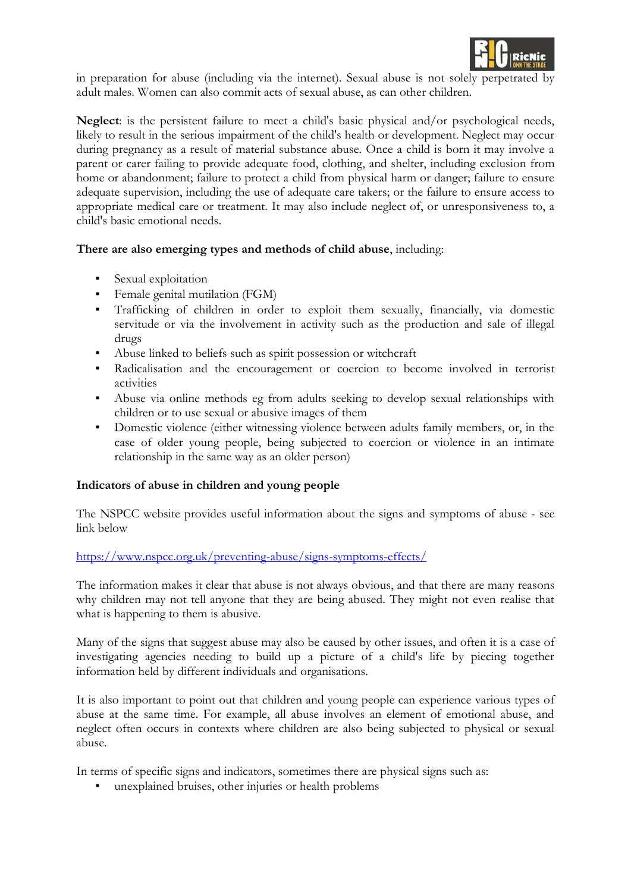in preparation for abuse (including via the internet). Sexual abuse is not solely perpetrated by adult males. Women can also commit acts of sexual abuse, as can other children.

**Neglect**: is the persistent failure to meet a child's basic physical and/or psychological needs, likely to result in the serious impairment of the child's health or development. Neglect may occur during pregnancy as a result of material substance abuse. Once a child is born it may involve a parent or carer failing to provide adequate food, clothing, and shelter, including exclusion from home or abandonment; failure to protect a child from physical harm or danger; failure to ensure adequate supervision, including the use of adequate care takers; or the failure to ensure access to appropriate medical care or treatment. It may also include neglect of, or unresponsiveness to, a child's basic emotional needs.

**There are also emerging types and methods of child abuse**, including:

- Sexual exploitation
- Female genital mutilation (FGM)
- Trafficking of children in order to exploit them sexually, financially, via domestic servitude or via the involvement in activity such as the production and sale of illegal drugs
- Abuse linked to beliefs such as spirit possession or witchcraft
- Radicalisation and the encouragement or coercion to become involved in terrorist activities
- Abuse via online methods eg from adults seeking to develop sexual relationships with children or to use sexual or abusive images of them
- Domestic violence (either witnessing violence between adults family members, or, in the case of older young people, being subjected to coercion or violence in an intimate relationship in the same way as an older person)

**Indicators of abuse in children and young people**

The NSPCC website provides useful information about the signs and symptoms of abuse - see link below

https://www.nspcc.org.uk/preventing-abuse/signs-symptoms-effects/

The information makes it clear that abuse is not always obvious, and that there are many reasons why children may not tell anyone that they are being abused. They might not even realise that what is happening to them is abusive.

Many of the signs that suggest abuse may also be caused by other issues, and often it is a case of investigating agencies needing to build up a picture of a child's life by piecing together information held by different individuals and organisations.

It is also important to point out that children and young people can experience various types of abuse at the same time. For example, all abuse involves an element of emotional abuse, and neglect often occurs in contexts where children are also being subjected to physical or sexual abuse.

In terms of specific signs and indicators, sometimes there are physical signs such as:

- unexplained bruises, other injuries or health problems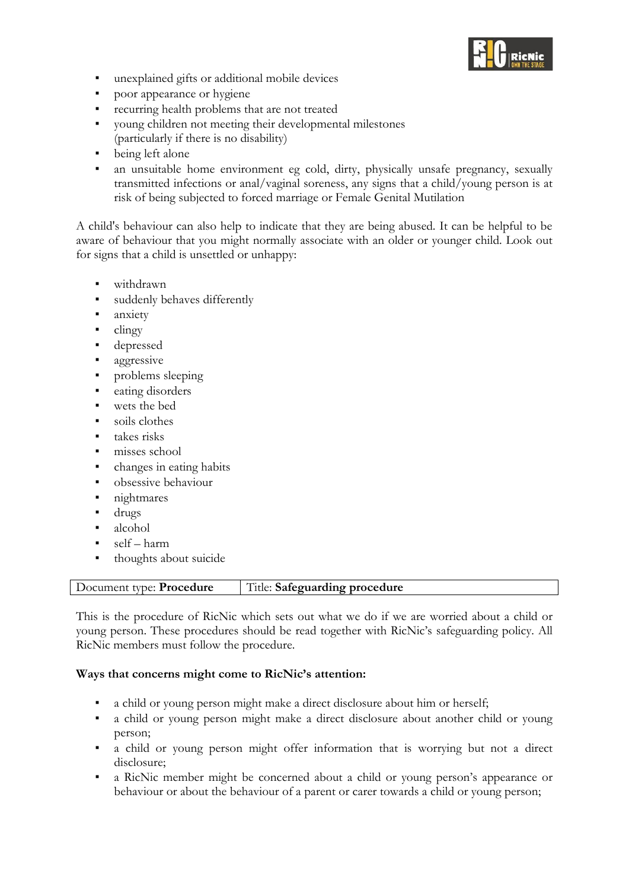- unexplained gifts or additional mobile devices
- poor appearance or hygiene
- recurring health problems that are not treated
- young children not meeting their developmental milestones (particularly if there is no disability)
- being left alone
- an unsuitable home environment eg cold, dirty, physically unsafe pregnancy, sexually transmitted infections or anal/vaginal soreness, any signs that a child/young person is at risk of being subjected to forced marriage or Female Genital Mutilation

A child's behaviour can also help to indicate that they are being abused. It can be helpful to be aware of behaviour that you might normally associate with an older or younger child. Look out for signs that a child is unsettled or unhappy:

- withdrawn
- suddenly behaves differently
- anxiety
- clingy
- depressed
- aggressive
- problems sleeping
- eating disorders
- wets the bed
- soils clothes
- takes risks
- misses school
- changes in eating habits
- obsessive behaviour
- nightmares
- drugs
- alcohol
- self – harm
- thoughts about suicide

| Document type: **Procedure** | Title: **Safeguarding procedure** |
|---|---|

This is the procedure of RicNic which sets out what we do if we are worried about a child or young person. These procedures should be read together with RicNic's safeguarding policy. All RicNic members must follow the procedure.

**Ways that concerns might come to RicNic's attention:**

- a child or young person might make a direct disclosure about him or herself;
- a child or young person might make a direct disclosure about another child or young person;
- a child or young person might offer information that is worrying but not a direct disclosure;
- a RicNic member might be concerned about a child or young person's appearance or behaviour or about the behaviour of a parent or carer towards a child or young person;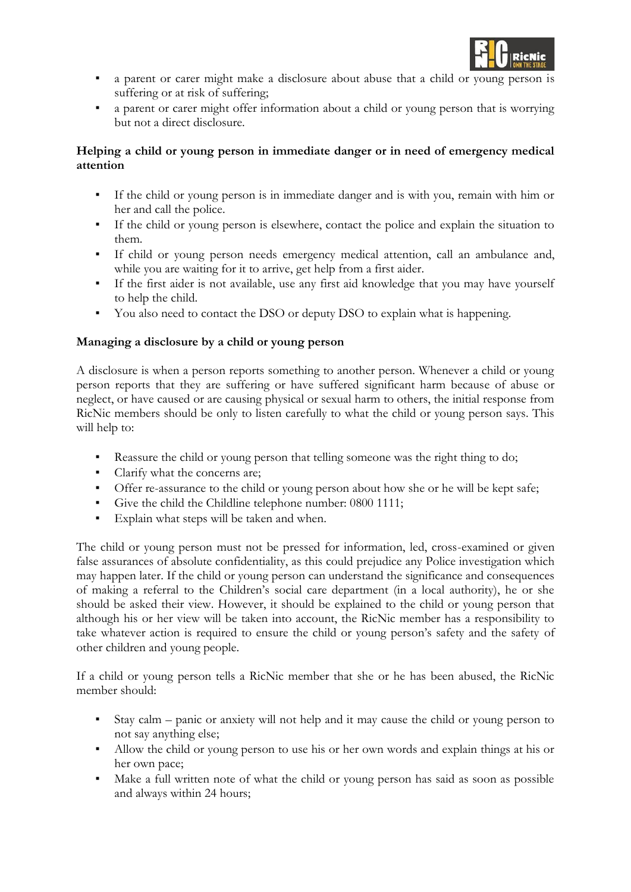- a parent or carer might make a disclosure about abuse that a child or young person is suffering or at risk of suffering;
- a parent or carer might offer information about a child or young person that is worrying but not a direct disclosure.

**Helping a child or young person in immediate danger or in need of emergency medical attention**

- If the child or young person is in immediate danger and is with you, remain with him or her and call the police.
- If the child or young person is elsewhere, contact the police and explain the situation to them.
- If child or young person needs emergency medical attention, call an ambulance and, while you are waiting for it to arrive, get help from a first aider.
- If the first aider is not available, use any first aid knowledge that you may have yourself to help the child.
- You also need to contact the DSO or deputy DSO to explain what is happening.

**Managing a disclosure by a child or young person**

A disclosure is when a person reports something to another person. Whenever a child or young person reports that they are suffering or have suffered significant harm because of abuse or neglect, or have caused or are causing physical or sexual harm to others, the initial response from RicNic members should be only to listen carefully to what the child or young person says. This will help to:

- Reassure the child or young person that telling someone was the right thing to do;
- Clarify what the concerns are;
- Offer re-assurance to the child or young person about how she or he will be kept safe;
- Give the child the Childline telephone number: 0800 1111;
- Explain what steps will be taken and when.

The child or young person must not be pressed for information, led, cross-examined or given false assurances of absolute confidentiality, as this could prejudice any Police investigation which may happen later. If the child or young person can understand the significance and consequences of making a referral to the Children's social care department (in a local authority), he or she should be asked their view. However, it should be explained to the child or young person that although his or her view will be taken into account, the RicNic member has a responsibility to take whatever action is required to ensure the child or young person's safety and the safety of other children and young people.

If a child or young person tells a RicNic member that she or he has been abused, the RicNic member should:

- Stay calm – panic or anxiety will not help and it may cause the child or young person to not say anything else;
- Allow the child or young person to use his or her own words and explain things at his or her own pace;
- Make a full written note of what the child or young person has said as soon as possible and always within 24 hours;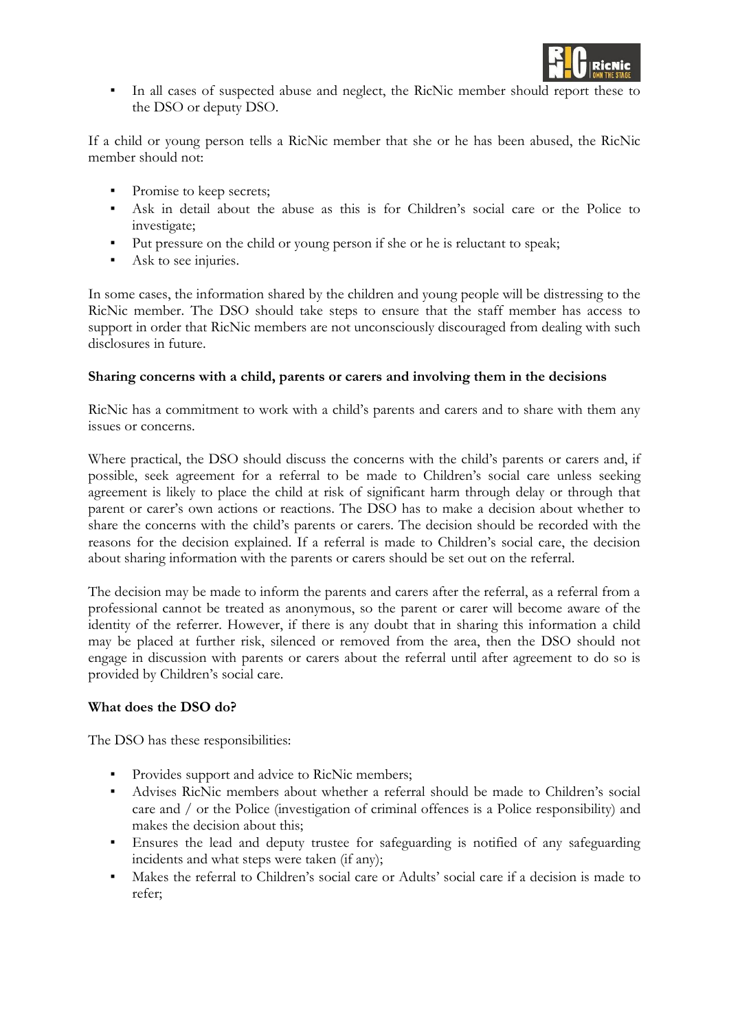- In all cases of suspected abuse and neglect, the RicNic member should report these to the DSO or deputy DSO.

If a child or young person tells a RicNic member that she or he has been abused, the RicNic member should not:

- Promise to keep secrets;
- Ask in detail about the abuse as this is for Children's social care or the Police to investigate;
- Put pressure on the child or young person if she or he is reluctant to speak;
- Ask to see injuries.

In some cases, the information shared by the children and young people will be distressing to the RicNic member. The DSO should take steps to ensure that the staff member has access to support in order that RicNic members are not unconsciously discouraged from dealing with such disclosures in future.

**Sharing concerns with a child, parents or carers and involving them in the decisions**

RicNic has a commitment to work with a child's parents and carers and to share with them any issues or concerns.

Where practical, the DSO should discuss the concerns with the child's parents or carers and, if possible, seek agreement for a referral to be made to Children's social care unless seeking agreement is likely to place the child at risk of significant harm through delay or through that parent or carer's own actions or reactions. The DSO has to make a decision about whether to share the concerns with the child's parents or carers. The decision should be recorded with the reasons for the decision explained. If a referral is made to Children's social care, the decision about sharing information with the parents or carers should be set out on the referral.

The decision may be made to inform the parents and carers after the referral, as a referral from a professional cannot be treated as anonymous, so the parent or carer will become aware of the identity of the referrer. However, if there is any doubt that in sharing this information a child may be placed at further risk, silenced or removed from the area, then the DSO should not engage in discussion with parents or carers about the referral until after agreement to do so is provided by Children's social care.

**What does the DSO do?**

The DSO has these responsibilities:

- Provides support and advice to RicNic members;
- Advises RicNic members about whether a referral should be made to Children's social care and / or the Police (investigation of criminal offences is a Police responsibility) and makes the decision about this;
- Ensures the lead and deputy trustee for safeguarding is notified of any safeguarding incidents and what steps were taken (if any);
- Makes the referral to Children's social care or Adults' social care if a decision is made to refer;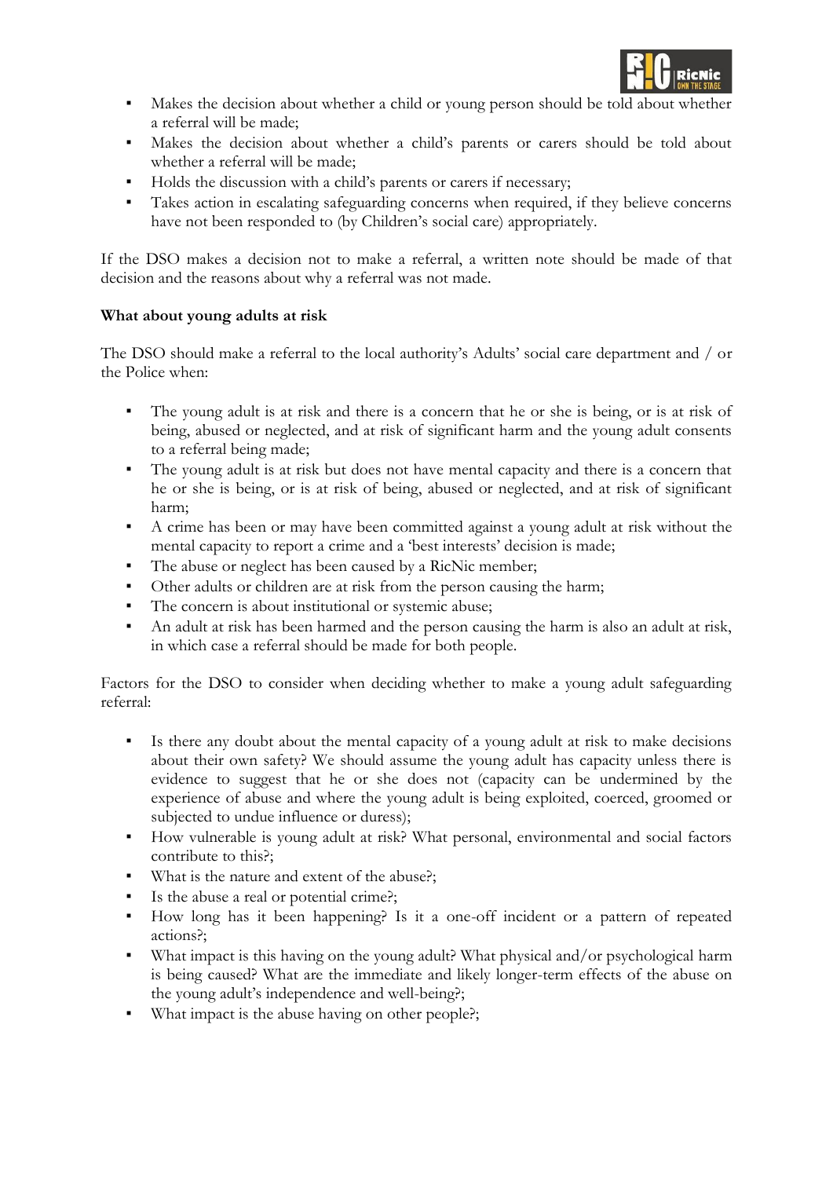- Makes the decision about whether a child or young person should be told about whether a referral will be made;
- Makes the decision about whether a child's parents or carers should be told about whether a referral will be made;
- Holds the discussion with a child's parents or carers if necessary;
- Takes action in escalating safeguarding concerns when required, if they believe concerns have not been responded to (by Children's social care) appropriately.

If the DSO makes a decision not to make a referral, a written note should be made of that decision and the reasons about why a referral was not made.

**What about young adults at risk**

The DSO should make a referral to the local authority's Adults' social care department and / or the Police when:

- The young adult is at risk and there is a concern that he or she is being, or is at risk of being, abused or neglected, and at risk of significant harm and the young adult consents to a referral being made;
- The young adult is at risk but does not have mental capacity and there is a concern that he or she is being, or is at risk of being, abused or neglected, and at risk of significant harm;
- A crime has been or may have been committed against a young adult at risk without the mental capacity to report a crime and a 'best interests' decision is made;
- The abuse or neglect has been caused by a RicNic member;
- Other adults or children are at risk from the person causing the harm;
- The concern is about institutional or systemic abuse;
- An adult at risk has been harmed and the person causing the harm is also an adult at risk, in which case a referral should be made for both people.

Factors for the DSO to consider when deciding whether to make a young adult safeguarding referral:

- Is there any doubt about the mental capacity of a young adult at risk to make decisions about their own safety? We should assume the young adult has capacity unless there is evidence to suggest that he or she does not (capacity can be undermined by the experience of abuse and where the young adult is being exploited, coerced, groomed or subjected to undue influence or duress);
- How vulnerable is young adult at risk? What personal, environmental and social factors contribute to this?;
- What is the nature and extent of the abuse?;
- Is the abuse a real or potential crime?;
- How long has it been happening? Is it a one-off incident or a pattern of repeated actions?;
- What impact is this having on the young adult? What physical and/or psychological harm is being caused? What are the immediate and likely longer-term effects of the abuse on the young adult's independence and well-being?;
- What impact is the abuse having on other people?;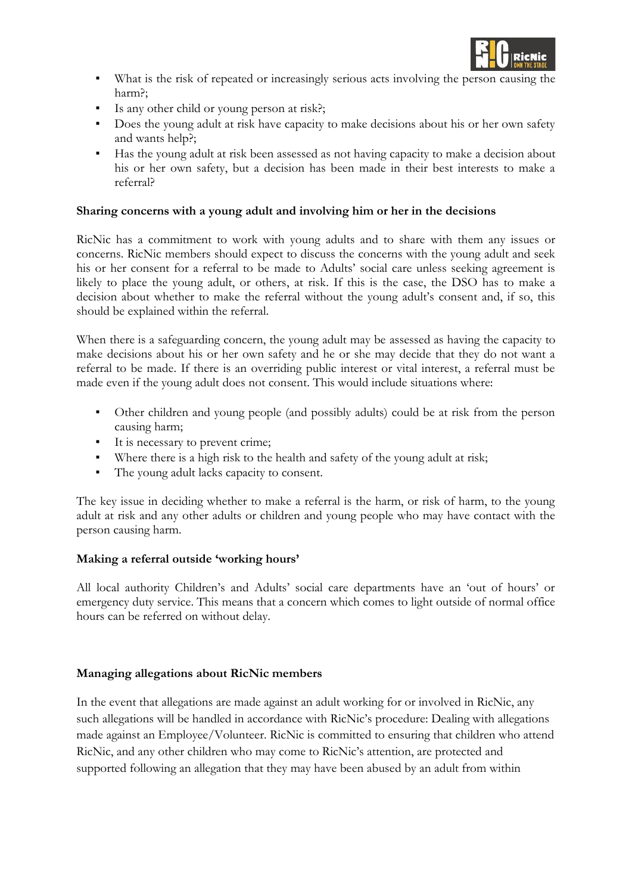- What is the risk of repeated or increasingly serious acts involving the person causing the harm?;
- Is any other child or young person at risk?;
- Does the young adult at risk have capacity to make decisions about his or her own safety and wants help?;
- Has the young adult at risk been assessed as not having capacity to make a decision about his or her own safety, but a decision has been made in their best interests to make a referral?

**Sharing concerns with a young adult and involving him or her in the decisions**

RicNic has a commitment to work with young adults and to share with them any issues or concerns. RicNic members should expect to discuss the concerns with the young adult and seek his or her consent for a referral to be made to Adults' social care unless seeking agreement is likely to place the young adult, or others, at risk. If this is the case, the DSO has to make a decision about whether to make the referral without the young adult's consent and, if so, this should be explained within the referral.

When there is a safeguarding concern, the young adult may be assessed as having the capacity to make decisions about his or her own safety and he or she may decide that they do not want a referral to be made. If there is an overriding public interest or vital interest, a referral must be made even if the young adult does not consent. This would include situations where:

- Other children and young people (and possibly adults) could be at risk from the person causing harm;
- It is necessary to prevent crime;
- Where there is a high risk to the health and safety of the young adult at risk;
- The young adult lacks capacity to consent.

The key issue in deciding whether to make a referral is the harm, or risk of harm, to the young adult at risk and any other adults or children and young people who may have contact with the person causing harm.

**Making a referral outside 'working hours'**

All local authority Children's and Adults' social care departments have an 'out of hours' or emergency duty service. This means that a concern which comes to light outside of normal office hours can be referred on without delay.

**Managing allegations about RicNic members**

In the event that allegations are made against an adult working for or involved in RicNic, any such allegations will be handled in accordance with RicNic's procedure: Dealing with allegations made against an Employee/Volunteer. RicNic is committed to ensuring that children who attend RicNic, and any other children who may come to RicNic's attention, are protected and supported following an allegation that they may have been abused by an adult from within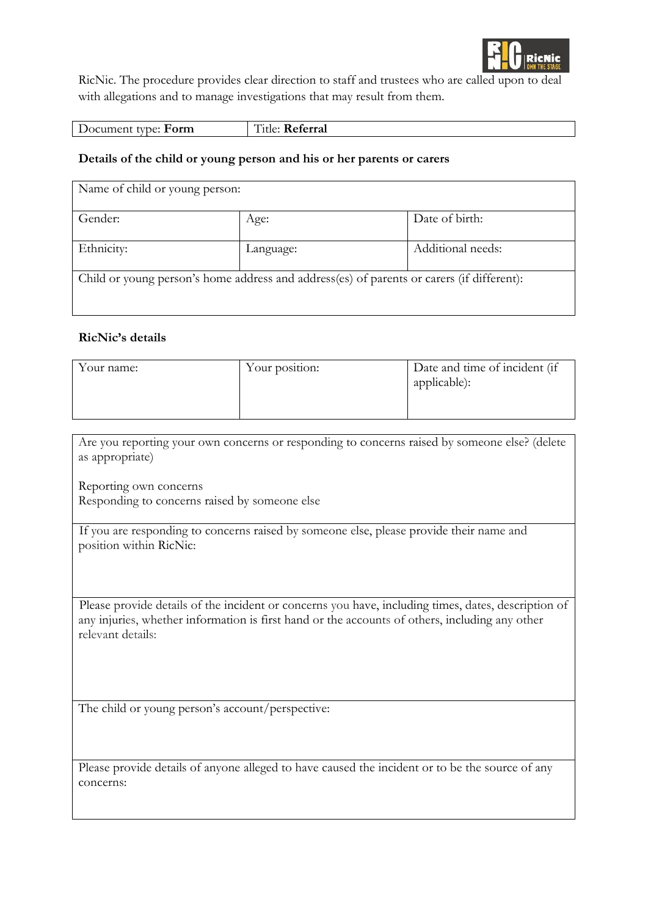RicNic. The procedure provides clear direction to staff and trustees who are called upon to deal with allegations and to manage investigations that may result from them.

| Document type: **Form** | Title: **Referral** |
|---|---|

**Details of the child or young person and his or her parents or carers**

| Name of child or young person: | | |
|---|---|---|
| Gender: | Age: | Date of birth: |
| Ethnicity: | Language: | Additional needs: |
| Child or young person's home address and address(es) of parents or carers (if different): | | |

**RicNic's details**

| Your name: | Your position: | Date and time of incident (if applicable): |
|---|---|---|

| Are you reporting your own concerns or responding to concerns raised by someone else? (delete as appropriate)<br><br>Reporting own concerns<br>Responding to concerns raised by someone else |
|---|
| If you are responding to concerns raised by someone else, please provide their name and position within RicNic: |
| Please provide details of the incident or concerns you have, including times, dates, description of any injuries, whether information is first hand or the accounts of others, including any other relevant details: |
| The child or young person's account/perspective: |
| Please provide details of anyone alleged to have caused the incident or to be the source of any concerns: |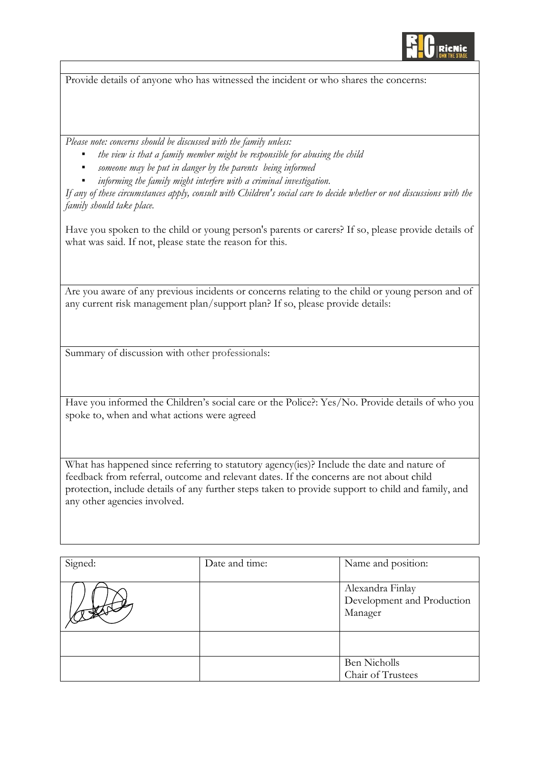Provide details of anyone who has witnessed the incident or who shares the concerns:

*Please note: concerns should be discussed with the family unless:*

- *the view is that a family member might be responsible for abusing the child*
- *someone may be put in danger by the parents being informed*
- *informing the family might interfere with a criminal investigation.*

*If any of these circumstances apply, consult with Children's social care to decide whether or not discussions with the family should take place.*

Have you spoken to the child or young person's parents or carers? If so, please provide details of what was said. If not, please state the reason for this.

Are you aware of any previous incidents or concerns relating to the child or young person and of any current risk management plan/support plan? If so, please provide details:

Summary of discussion with other professionals:

Have you informed the Children's social care or the Police?: Yes/No. Provide details of who you spoke to, when and what actions were agreed

What has happened since referring to statutory agency(ies)? Include the date and nature of feedback from referral, outcome and relevant dates. If the concerns are not about child protection, include details of any further steps taken to provide support to child and family, and any other agencies involved.

| Signed: | Date and time: | Name and position: |
|---|---|---|
| [signature] | | Alexandra Finlay<br>Development and Production Manager |
| | | |
| | | Ben Nicholls<br>Chair of Trustees |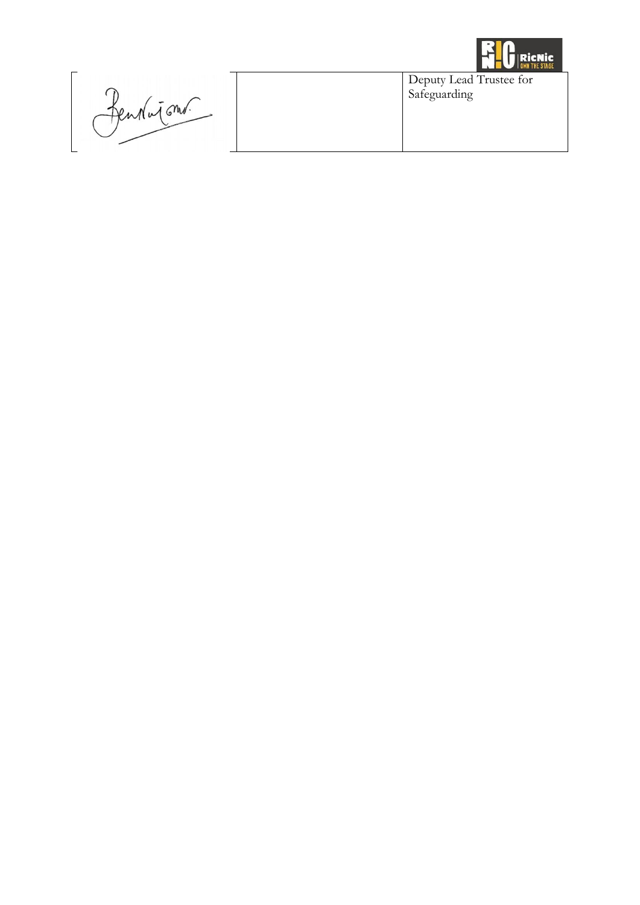| | | |
|---|---|---|
| | | Deputy Lead Trustee for Safeguarding |